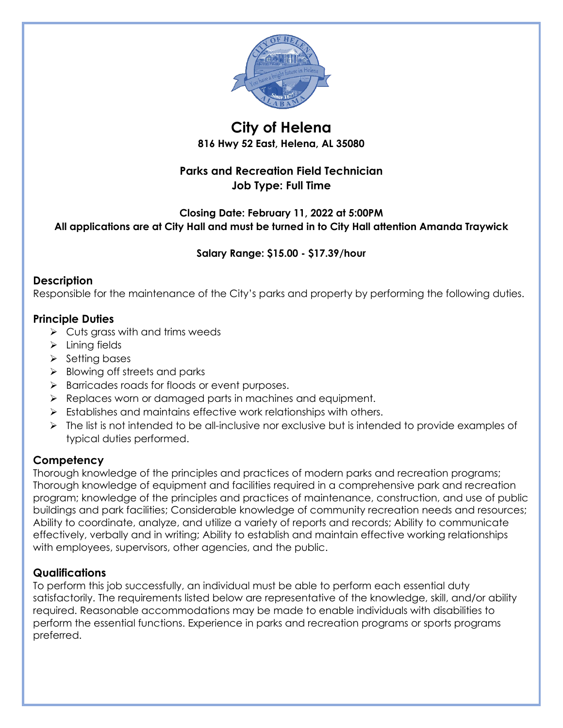# City of Helena

**816 Hwy 52 East, Helena, AL 35080**

## Parks and Recreation Field Technician

**Job Type: Full Time**

**Closing Date: February 11, 2022 at 5:00PM**

**All applications are at City Hall and must be turned in to City Hall attention Amanda Traywick**

**Salary Range: $15.00 - $17.39/hour**

### Description

Responsible for the maintenance of the City's parks and property by performing the following duties.

### Principle Duties

- Cuts grass with and trims weeds
- Lining fields
- Setting bases
- Blowing off streets and parks
- Barricades roads for floods or event purposes.
- Replaces worn or damaged parts in machines and equipment.
- Establishes and maintains effective work relationships with others.
- The list is not intended to be all-inclusive nor exclusive but is intended to provide examples of typical duties performed.

### Competency

Thorough knowledge of the principles and practices of modern parks and recreation programs; Thorough knowledge of equipment and facilities required in a comprehensive park and recreation program; knowledge of the principles and practices of maintenance, construction, and use of public buildings and park facilities; Considerable knowledge of community recreation needs and resources; Ability to coordinate, analyze, and utilize a variety of reports and records; Ability to communicate effectively, verbally and in writing; Ability to establish and maintain effective working relationships with employees, supervisors, other agencies, and the public.

### Qualifications

To perform this job successfully, an individual must be able to perform each essential duty satisfactorily. The requirements listed below are representative of the knowledge, skill, and/or ability required. Reasonable accommodations may be made to enable individuals with disabilities to perform the essential functions. Experience in parks and recreation programs or sports programs preferred.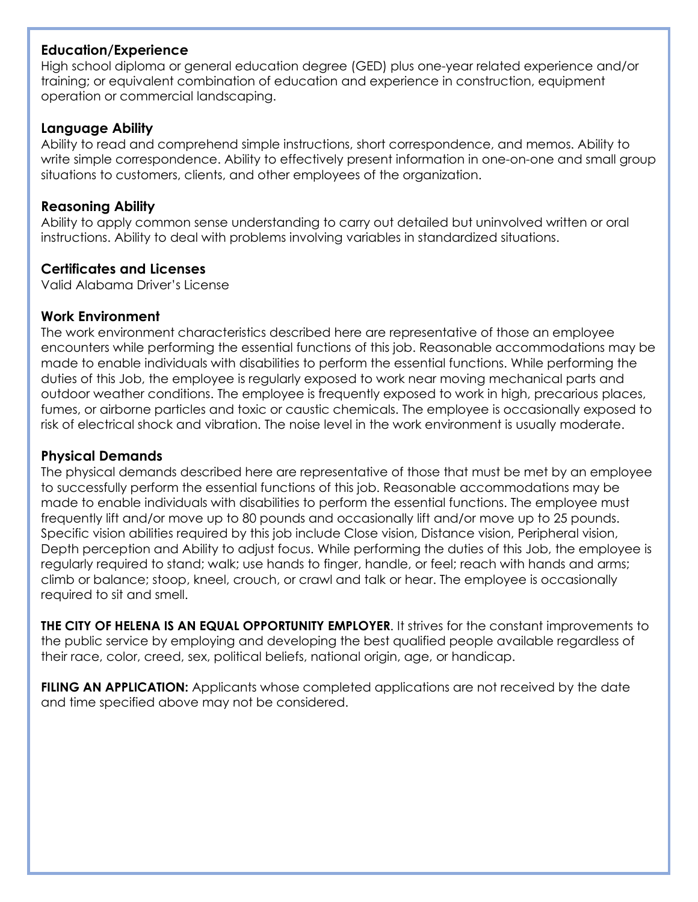### Education/Experience

High school diploma or general education degree (GED) plus one-year related experience and/or training; or equivalent combination of education and experience in construction, equipment operation or commercial landscaping.

### Language Ability

Ability to read and comprehend simple instructions, short correspondence, and memos. Ability to write simple correspondence. Ability to effectively present information in one-on-one and small group situations to customers, clients, and other employees of the organization.

### Reasoning Ability

Ability to apply common sense understanding to carry out detailed but uninvolved written or oral instructions. Ability to deal with problems involving variables in standardized situations.

### Certificates and Licenses

Valid Alabama Driver's License

### Work Environment

The work environment characteristics described here are representative of those an employee encounters while performing the essential functions of this job. Reasonable accommodations may be made to enable individuals with disabilities to perform the essential functions. While performing the duties of this Job, the employee is regularly exposed to work near moving mechanical parts and outdoor weather conditions. The employee is frequently exposed to work in high, precarious places, fumes, or airborne particles and toxic or caustic chemicals. The employee is occasionally exposed to risk of electrical shock and vibration. The noise level in the work environment is usually moderate.

### Physical Demands

The physical demands described here are representative of those that must be met by an employee to successfully perform the essential functions of this job. Reasonable accommodations may be made to enable individuals with disabilities to perform the essential functions. The employee must frequently lift and/or move up to 80 pounds and occasionally lift and/or move up to 25 pounds. Specific vision abilities required by this job include Close vision, Distance vision, Peripheral vision, Depth perception and Ability to adjust focus. While performing the duties of this Job, the employee is regularly required to stand; walk; use hands to finger, handle, or feel; reach with hands and arms; climb or balance; stoop, kneel, crouch, or crawl and talk or hear. The employee is occasionally required to sit and smell.

**THE CITY OF HELENA IS AN EQUAL OPPORTUNITY EMPLOYER**. It strives for the constant improvements to the public service by employing and developing the best qualified people available regardless of their race, color, creed, sex, political beliefs, national origin, age, or handicap.

**FILING AN APPLICATION:** Applicants whose completed applications are not received by the date and time specified above may not be considered.